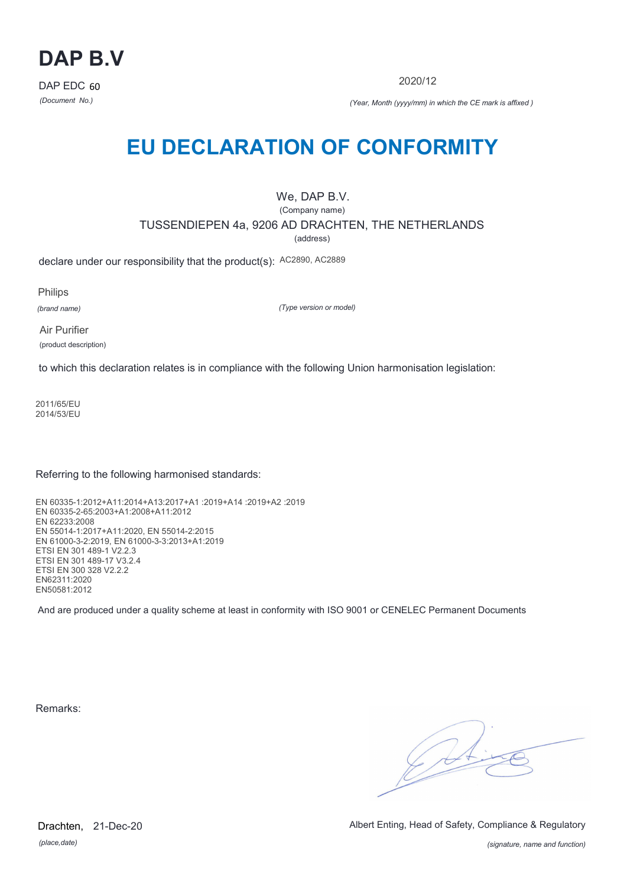# DAP B.V

DAP EDC 60
*(Document No.)*

2020/12
*(Year, Month (yyyy/mm) in which the CE mark is affixed )*

# EU DECLARATION OF CONFORMITY

We, DAP B.V.
(Company name)

TUSSENDIEPEN 4a, 9206 AD DRACHTEN, THE NETHERLANDS
(address)

declare under our responsibility that the product(s): AC2890, AC2889

Philips
*(brand name)*

*(Type version or model)*

Air Purifier
(product description)

to which this declaration relates is in compliance with the following Union harmonisation legislation:

2011/65/EU
2014/53/EU

Referring to the following harmonised standards:

EN 60335-1:2012+A11:2014+A13:2017+A1 :2019+A14 :2019+A2 :2019
EN 60335-2-65:2003+A1:2008+A11:2012
EN 62233:2008
EN 55014-1:2017+A11:2020, EN 55014-2:2015
EN 61000-3-2:2019, EN 61000-3-3:2013+A1:2019
ETSI EN 301 489-1 V2.2.3
ETSI EN 301 489-17 V3.2.4
ETSI EN 300 328 V2.2.2
EN62311:2020
EN50581:2012

And are produced under a quality scheme at least in conformity with ISO 9001 or CENELEC Permanent Documents

Remarks:

Drachten, 21-Dec-20
*(place,date)*

Albert Enting, Head of Safety, Compliance & Regulatory
*(signature, name and function)*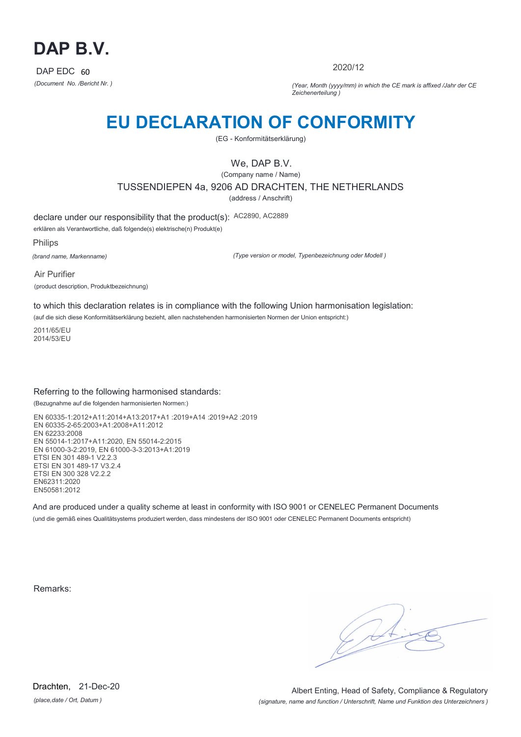# DAP B.V.

DAP EDC 60

*(Document No. /Bericht Nr. )*

2020/12

*(Year, Month (yyyy/mm) in which the CE mark is affixed /Jahr der CE Zeichenerteilung )*

# EU DECLARATION OF CONFORMITY

(EG - Konformitätserklärung)

We, DAP B.V.

(Company name / Name)

TUSSENDIEPEN 4a, 9206 AD DRACHTEN, THE NETHERLANDS

(address / Anschrift)

declare under our responsibility that the product(s): AC2890, AC2889

erklären als Verantwortliche, daß folgende(s) elektrische(n) Produkt(e)

Philips

*(brand name, Markenname)*

*(Type version or model, Typenbezeichnung oder Modell )*

Air Purifier

(product description, Produktbezeichnung)

to which this declaration relates is in compliance with the following Union harmonisation legislation:

(auf die sich diese Konformitätserklärung bezieht, allen nachstehenden harmonisierten Normen der Union entspricht:)

2011/65/EU
2014/53/EU

Referring to the following harmonised standards:

(Bezugnahme auf die folgenden harmonisierten Normen:)

EN 60335-1:2012+A11:2014+A13:2017+A1 :2019+A14 :2019+A2 :2019
EN 60335-2-65:2003+A1:2008+A11:2012
EN 62233:2008
EN 55014-1:2017+A11:2020, EN 55014-2:2015
EN 61000-3-2:2019, EN 61000-3-3:2013+A1:2019
ETSI EN 301 489-1 V2.2.3
ETSI EN 301 489-17 V3.2.4
ETSI EN 300 328 V2.2.2
EN62311:2020
EN50581:2012

And are produced under a quality scheme at least in conformity with ISO 9001 or CENELEC Permanent Documents

(und die gemäß eines Qualitätsystems produziert werden, dass mindestens der ISO 9001 oder CENELEC Permanent Documents entspricht)

Remarks:

Drachten, 21-Dec-20

*(place,date / Ort, Datum )*

Albert Enting, Head of Safety, Compliance & Regulatory

*(signature, name and function / Unterschrift, Name und Funktion des Unterzeichners )*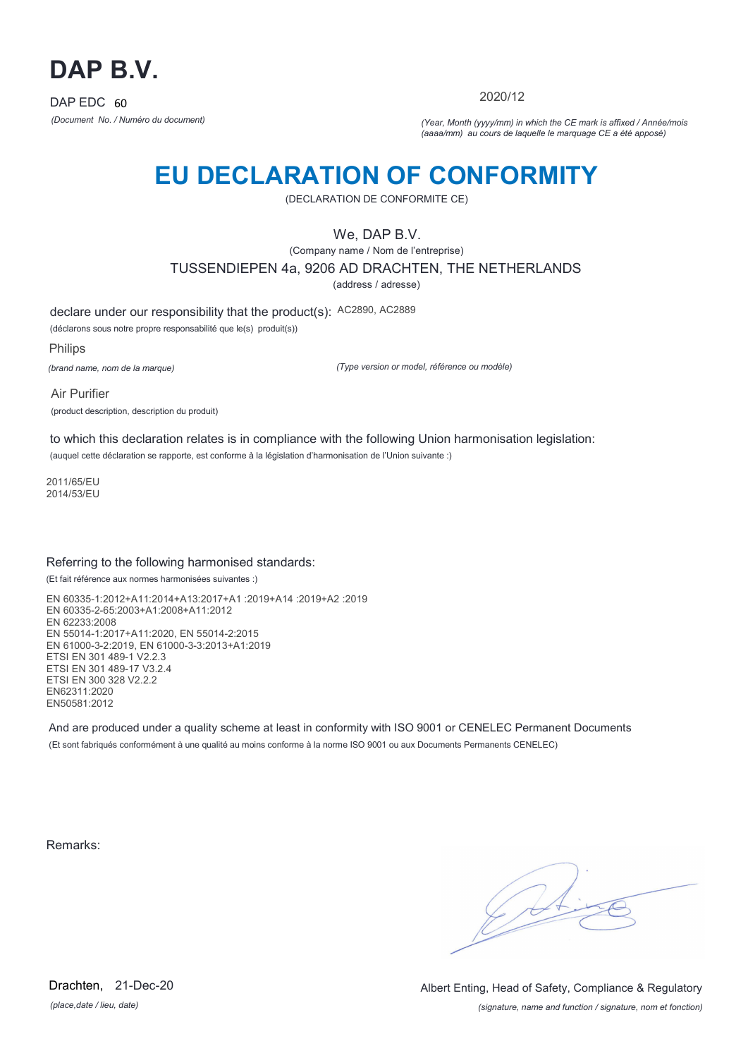# DAP B.V.

DAP EDC 60

*(Document No. / Numéro du document)*

2020/12

*(Year, Month (yyyy/mm) in which the CE mark is affixed / Année/mois (aaaa/mm) au cours de laquelle le marquage CE a été apposé)*

# EU DECLARATION OF CONFORMITY

(DECLARATION DE CONFORMITE CE)

We, DAP B.V.

(Company name / Nom de l'entreprise)

TUSSENDIEPEN 4a, 9206 AD DRACHTEN, THE NETHERLANDS

(address / adresse)

declare under our responsibility that the product(s): AC2890, AC2889

(déclarons sous notre propre responsabilité que le(s) produit(s))

Philips

*(brand name, nom de la marque)*

*(Type version or model, référence ou modèle)*

Air Purifier

(product description, description du produit)

to which this declaration relates is in compliance with the following Union harmonisation legislation:

(auquel cette déclaration se rapporte, est conforme à la législation d'harmonisation de l'Union suivante :)

2011/65/EU
2014/53/EU

Referring to the following harmonised standards:

(Et fait référence aux normes harmonisées suivantes :)

EN 60335-1:2012+A11:2014+A13:2017+A1 :2019+A14 :2019+A2 :2019
EN 60335-2-65:2003+A1:2008+A11:2012
EN 62233:2008
EN 55014-1:2017+A11:2020, EN 55014-2:2015
EN 61000-3-2:2019, EN 61000-3-3:2013+A1:2019
ETSI EN 301 489-1 V2.2.3
ETSI EN 301 489-17 V3.2.4
ETSI EN 300 328 V2.2.2
EN62311:2020
EN50581:2012

And are produced under a quality scheme at least in conformity with ISO 9001 or CENELEC Permanent Documents

(Et sont fabriqués conformément à une qualité au moins conforme à la norme ISO 9001 ou aux Documents Permanents CENELEC)

Remarks:

Drachten, 21-Dec-20

*(place,date / lieu, date)*

Albert Enting, Head of Safety, Compliance & Regulatory

*(signature, name and function / signature, nom et fonction)*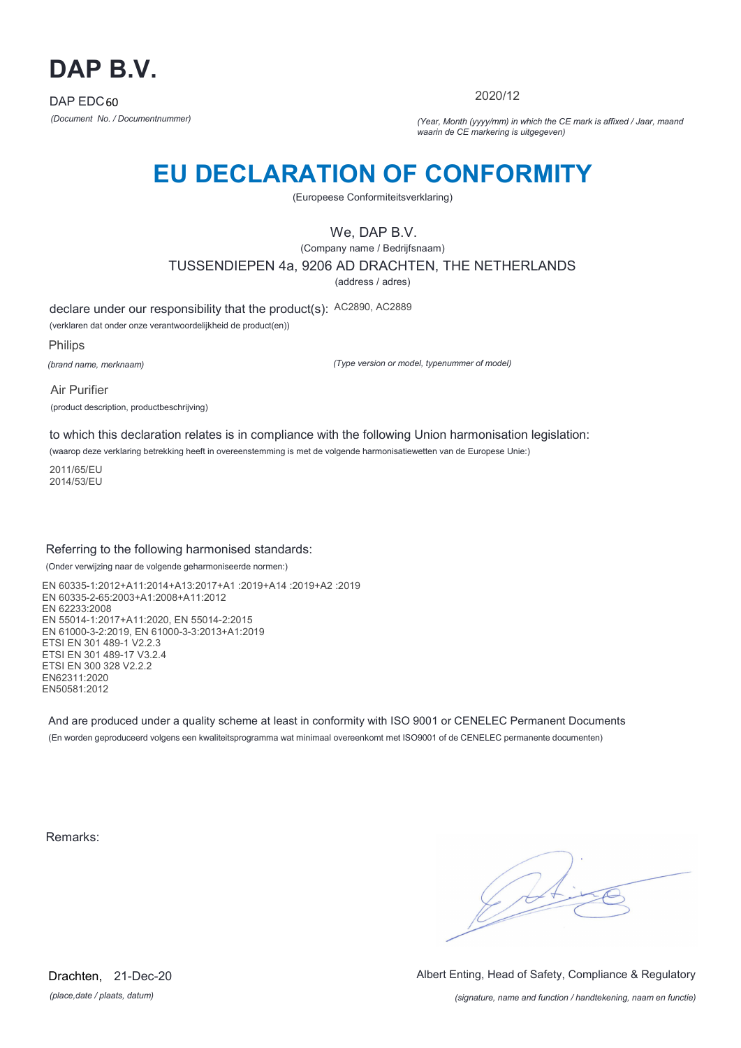# DAP B.V.

DAP EDC 60

*(Document No. / Documentnummer)*

2020/12

*(Year, Month (yyyy/mm) in which the CE mark is affixed / Jaar, maand waarin de CE markering is uitgegeven)*

# EU DECLARATION OF CONFORMITY

(Europeese Conformiteitsverklaring)

We, DAP B.V.

(Company name / Bedrijfsnaam)

TUSSENDIEPEN 4a, 9206 AD DRACHTEN, THE NETHERLANDS

(address / adres)

declare under our responsibility that the product(s): AC2890, AC2889

(verklaren dat onder onze verantwoordelijkheid de product(en))

Philips

*(brand name, merknaam)*

*(Type version or model, typenummer of model)*

Air Purifier

(product description, productbeschrijving)

to which this declaration relates is in compliance with the following Union harmonisation legislation:

(waarop deze verklaring betrekking heeft in overeenstemming is met de volgende harmonisatiewetten van de Europese Unie:)

2011/65/EU
2014/53/EU

Referring to the following harmonised standards:

(Onder verwijzing naar de volgende geharmoniseerde normen:)

EN 60335-1:2012+A11:2014+A13:2017+A1 :2019+A14 :2019+A2 :2019
EN 60335-2-65:2003+A1:2008+A11:2012
EN 62233:2008
EN 55014-1:2017+A11:2020, EN 55014-2:2015
EN 61000-3-2:2019, EN 61000-3-3:2013+A1:2019
ETSI EN 301 489-1 V2.2.3
ETSI EN 301 489-17 V3.2.4
ETSI EN 300 328 V2.2.2
EN62311:2020
EN50581:2012

And are produced under a quality scheme at least in conformity with ISO 9001 or CENELEC Permanent Documents

(En worden geproduceerd volgens een kwaliteitsprogramma wat minimaal overeenkomt met ISO9001 of de CENELEC permanente documenten)

Remarks:

Drachten, 21-Dec-20

*(place,date / plaats, datum)*

Albert Enting, Head of Safety, Compliance & Regulatory

*(signature, name and function / handtekening, naam en functie)*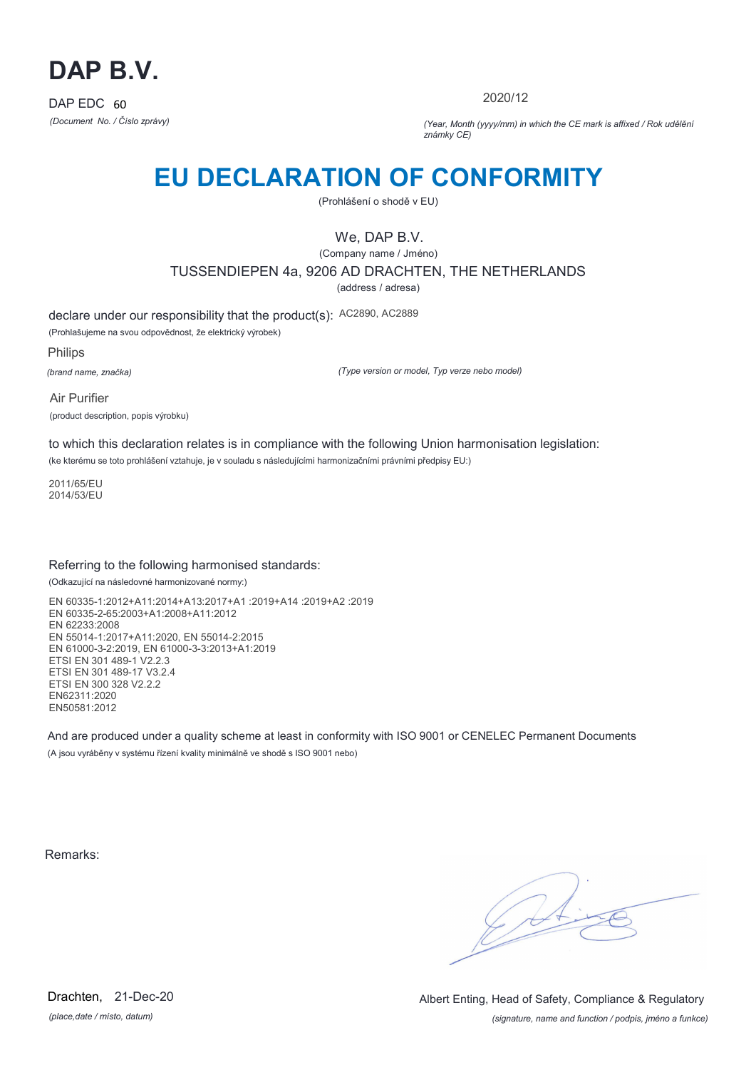# DAP B.V.

DAP EDC 60

*(Document No. / Číslo zprávy)*

2020/12

*(Year, Month (yyyy/mm) in which the CE mark is affixed / Rok udělění známky CE)*

# EU DECLARATION OF CONFORMITY

(Prohlášení o shodě v EU)

We, DAP B.V.

(Company name / Jméno)

TUSSENDIEPEN 4a, 9206 AD DRACHTEN, THE NETHERLANDS

(address / adresa)

declare under our responsibility that the product(s): AC2890, AC2889

(Prohlašujeme na svou odpovědnost, že elektrický výrobek)

Philips

*(brand name, značka)*

*(Type version or model, Typ verze nebo model)*

Air Purifier

(product description, popis výrobku)

to which this declaration relates is in compliance with the following Union harmonisation legislation:

(ke kterému se toto prohlášení vztahuje, je v souladu s následujícími harmonizačními právními předpisy EU:)

2011/65/EU
2014/53/EU

Referring to the following harmonised standards:

(Odkazující na následovné harmonizované normy:)

EN 60335-1:2012+A11:2014+A13:2017+A1 :2019+A14 :2019+A2 :2019
EN 60335-2-65:2003+A1:2008+A11:2012
EN 62233:2008
EN 55014-1:2017+A11:2020, EN 55014-2:2015
EN 61000-3-2:2019, EN 61000-3-3:2013+A1:2019
ETSI EN 301 489-1 V2.2.3
ETSI EN 301 489-17 V3.2.4
ETSI EN 300 328 V2.2.2
EN62311:2020
EN50581:2012

And are produced under a quality scheme at least in conformity with ISO 9001 or CENELEC Permanent Documents

(A jsou vyráběny v systému řízení kvality minimálně ve shodě s ISO 9001 nebo)

Remarks:

Drachten, 21-Dec-20

*(place,date / místo, datum)*

Albert Enting, Head of Safety, Compliance & Regulatory

*(signature, name and function / podpis, jméno a funkce)*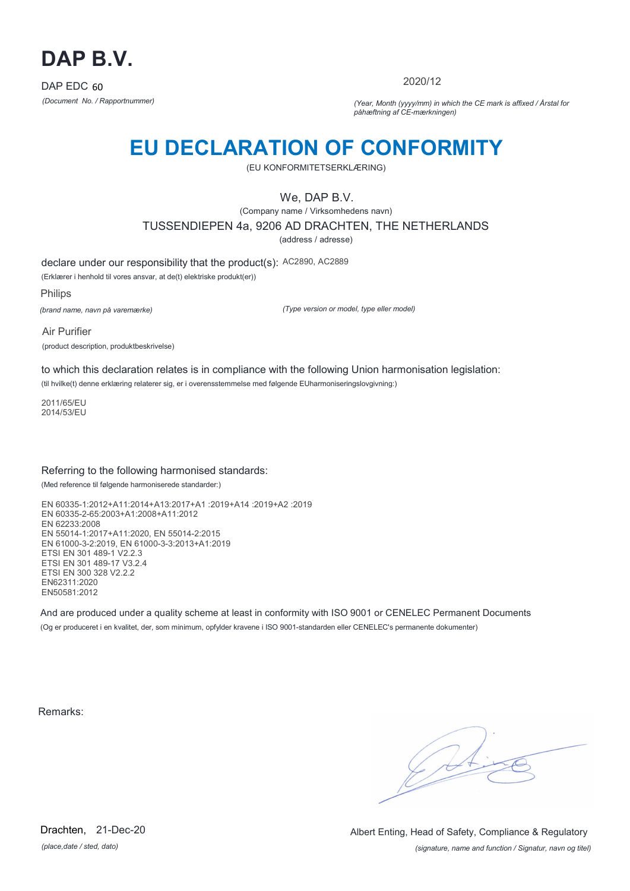# DAP B.V.

DAP EDC 60

*(Document No. / Rapportnummer)*

2020/12

*(Year, Month (yyyy/mm) in which the CE mark is affixed / Årstal for påhæftning af CE-mærkningen)*

# EU DECLARATION OF CONFORMITY

(EU KONFORMITETSERKLÆRING)

We, DAP B.V.

(Company name / Virksomhedens navn)

TUSSENDIEPEN 4a, 9206 AD DRACHTEN, THE NETHERLANDS

(address / adresse)

declare under our responsibility that the product(s): AC2890, AC2889

(Erklærer i henhold til vores ansvar, at de(t) elektriske produkt(er))

Philips

*(brand name, navn på varemærke)*

*(Type version or model, type eller model)*

Air Purifier

(product description, produktbeskrivelse)

to which this declaration relates is in compliance with the following Union harmonisation legislation:

(til hvilke(t) denne erklæring relaterer sig, er i overensstemmelse med følgende EUharmoniseringslovgivning:)

2011/65/EU
2014/53/EU

Referring to the following harmonised standards:

(Med reference til følgende harmoniserede standarder:)

EN 60335-1:2012+A11:2014+A13:2017+A1 :2019+A14 :2019+A2 :2019
EN 60335-2-65:2003+A1:2008+A11:2012
EN 62233:2008
EN 55014-1:2017+A11:2020, EN 55014-2:2015
EN 61000-3-2:2019, EN 61000-3-3:2013+A1:2019
ETSI EN 301 489-1 V2.2.3
ETSI EN 301 489-17 V3.2.4
ETSI EN 300 328 V2.2.2
EN62311:2020
EN50581:2012

And are produced under a quality scheme at least in conformity with ISO 9001 or CENELEC Permanent Documents

(Og er produceret i en kvalitet, der, som minimum, opfylder kravene i ISO 9001-standarden eller CENELEC's permanente dokumenter)

Remarks:

Drachten, 21-Dec-20

*(place,date / sted, dato)*

Albert Enting, Head of Safety, Compliance & Regulatory

*(signature, name and function / Signatur, navn og titel)*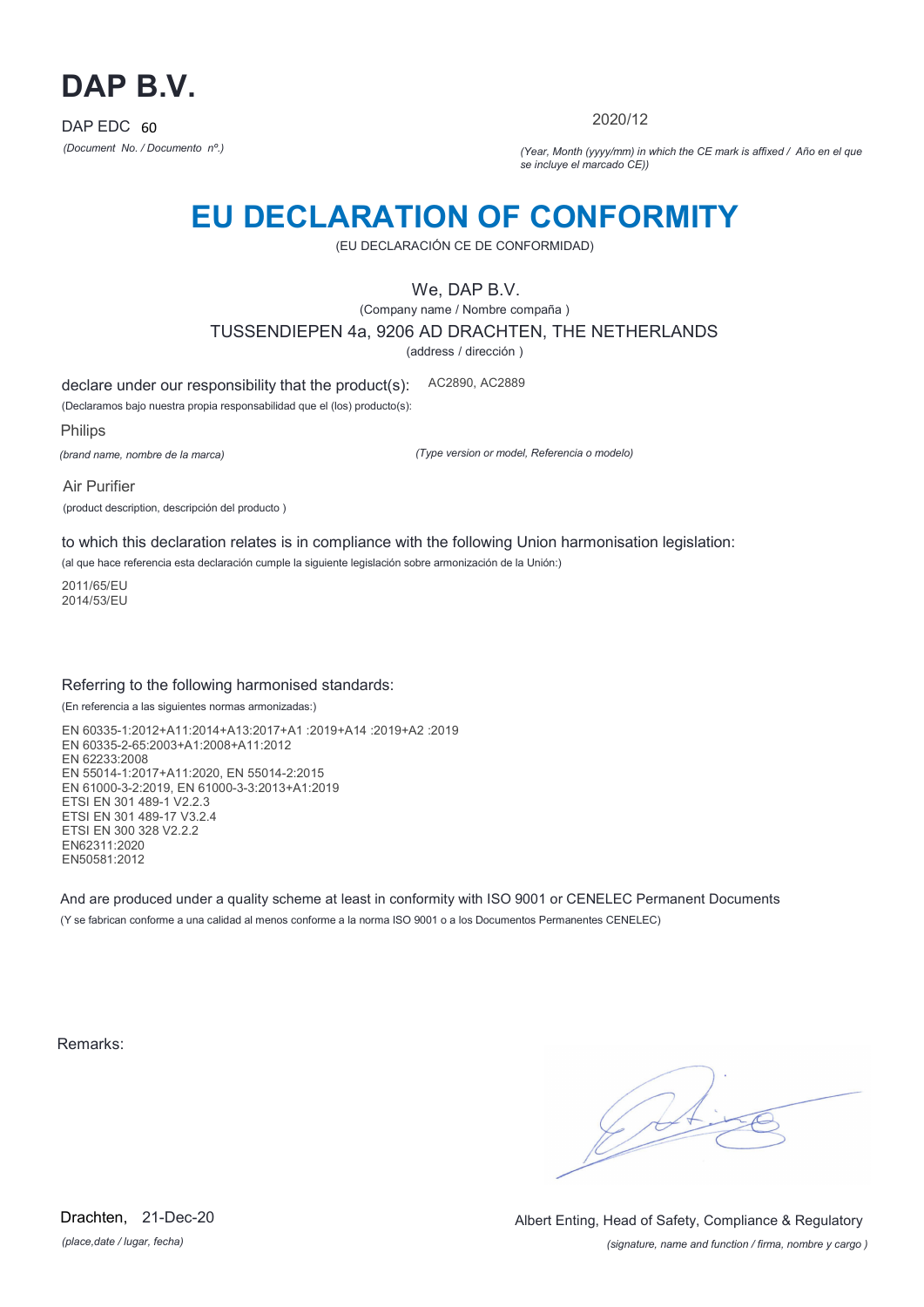# DAP B.V.

DAP EDC 60

*(Document No. / Documento nº.)*

2020/12

*(Year, Month (yyyy/mm) in which the CE mark is affixed / Año en el que se incluye el marcado CE))*

# EU DECLARATION OF CONFORMITY

(EU DECLARACIÓN CE DE CONFORMIDAD)

We, DAP B.V.

(Company name / Nombre compaña )

TUSSENDIEPEN 4a, 9206 AD DRACHTEN, THE NETHERLANDS

(address / dirección )

declare under our responsibility that the product(s): AC2890, AC2889

(Declaramos bajo nuestra propia responsabilidad que el (los) producto(s):

Philips

*(brand name, nombre de la marca)*

*(Type version or model, Referencia o modelo)*

Air Purifier

(product description, descripción del producto )

to which this declaration relates is in compliance with the following Union harmonisation legislation:

(al que hace referencia esta declaración cumple la siguiente legislación sobre armonización de la Unión:)

2011/65/EU
2014/53/EU

Referring to the following harmonised standards:

(En referencia a las siguientes normas armonizadas:)

EN 60335-1:2012+A11:2014+A13:2017+A1 :2019+A14 :2019+A2 :2019
EN 60335-2-65:2003+A1:2008+A11:2012
EN 62233:2008
EN 55014-1:2017+A11:2020, EN 55014-2:2015
EN 61000-3-2:2019, EN 61000-3-3:2013+A1:2019
ETSI EN 301 489-1 V2.2.3
ETSI EN 301 489-17 V3.2.4
ETSI EN 300 328 V2.2.2
EN62311:2020
EN50581:2012

And are produced under a quality scheme at least in conformity with ISO 9001 or CENELEC Permanent Documents

(Y se fabrican conforme a una calidad al menos conforme a la norma ISO 9001 o a los Documentos Permanentes CENELEC)

Remarks:

Drachten, 21-Dec-20

*(place,date / lugar, fecha)*

Albert Enting, Head of Safety, Compliance & Regulatory

*(signature, name and function / firma, nombre y cargo )*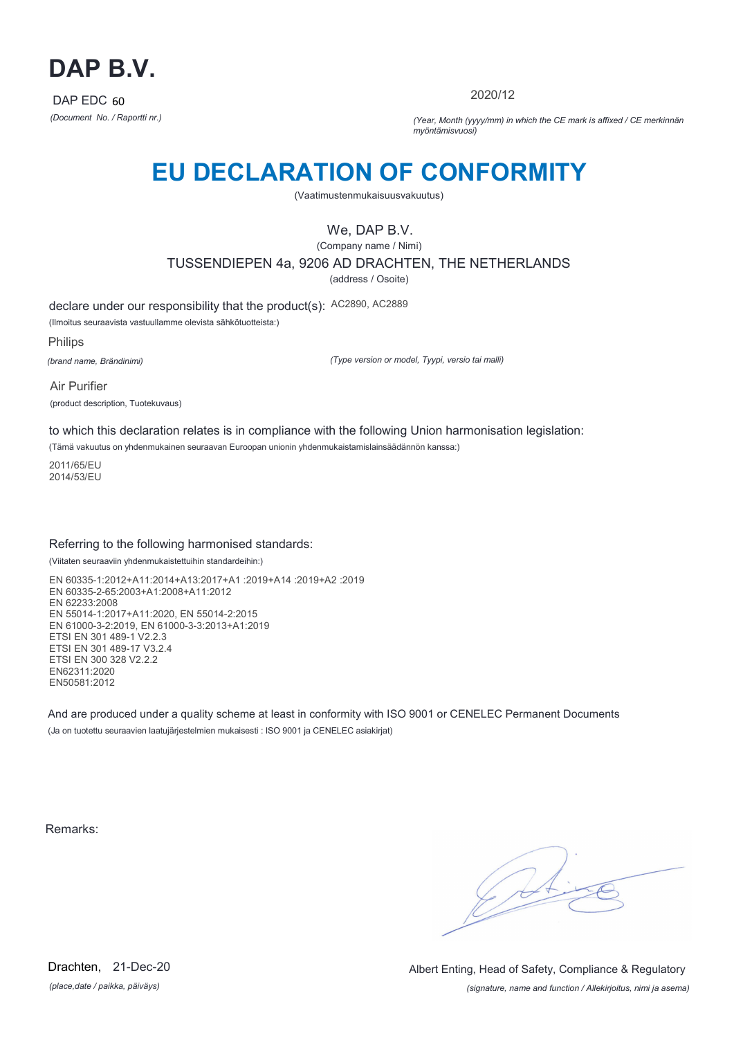# DAP B.V.

DAP EDC 60

*(Document No. / Raportti nr.)*

2020/12

*(Year, Month (yyyy/mm) in which the CE mark is affixed / CE merkinnän myöntämisvuosi)*

# EU DECLARATION OF CONFORMITY

(Vaatimustenmukaisuusvakuutus)

We, DAP B.V.

(Company name / Nimi)

TUSSENDIEPEN 4a, 9206 AD DRACHTEN, THE NETHERLANDS

(address / Osoite)

declare under our responsibility that the product(s): AC2890, AC2889

(Ilmoitus seuraavista vastuullamme olevista sähkötuotteista:)

Philips

*(brand name, Brändinimi)*

*(Type version or model, Tyypi, versio tai malli)*

Air Purifier

(product description, Tuotekuvaus)

to which this declaration relates is in compliance with the following Union harmonisation legislation:

(Tämä vakuutus on yhdenmukainen seuraavan Euroopan unionin yhdenmukaistamislainsäädännön kanssa:)

2011/65/EU
2014/53/EU

Referring to the following harmonised standards:

(Viitaten seuraaviin yhdenmukaistettuihin standardeihin:)

EN 60335-1:2012+A11:2014+A13:2017+A1 :2019+A14 :2019+A2 :2019
EN 60335-2-65:2003+A1:2008+A11:2012
EN 62233:2008
EN 55014-1:2017+A11:2020, EN 55014-2:2015
EN 61000-3-2:2019, EN 61000-3-3:2013+A1:2019
ETSI EN 301 489-1 V2.2.3
ETSI EN 301 489-17 V3.2.4
ETSI EN 300 328 V2.2.2
EN62311:2020
EN50581:2012

And are produced under a quality scheme at least in conformity with ISO 9001 or CENELEC Permanent Documents

(Ja on tuotettu seuraavien laatujärjestelmien mukaisesti : ISO 9001 ja CENELEC asiakirjat)

Remarks:

Drachten, 21-Dec-20

*(place,date / paikka, päiväys)*

Albert Enting, Head of Safety, Compliance & Regulatory

*(signature, name and function / Allekirjoitus, nimi ja asema)*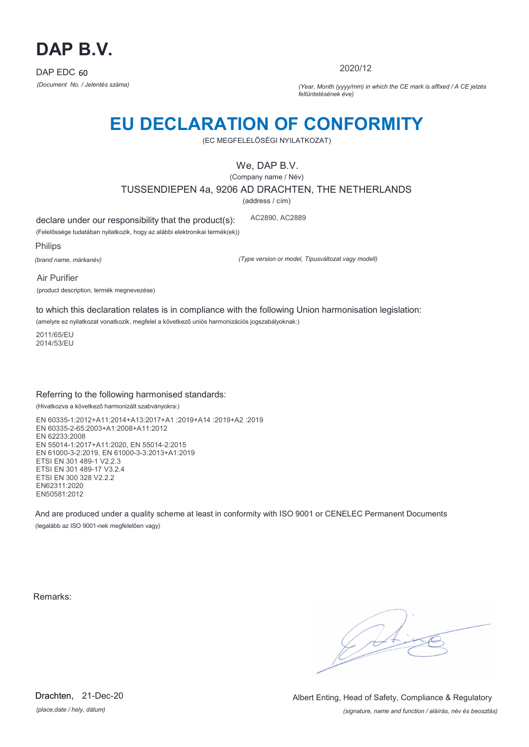# DAP B.V.

DAP EDC 60

*(Document No. / Jelentés száma)*

2020/12

*(Year, Month (yyyy/mm) in which the CE mark is affixed / A CE jelzés feltüntetésének éve)*

# EU DECLARATION OF CONFORMITY

(EC MEGFELELŐSÉGI NYILATKOZAT)

We, DAP B.V.

(Company name / Név)

TUSSENDIEPEN 4a, 9206 AD DRACHTEN, THE NETHERLANDS

(address / cím)

declare under our responsibility that the product(s): AC2890, AC2889

(Felelőssége tudatában nyilatkozik, hogy az alábbi elektronikai termék(ek))

Philips

*(brand name, márkanév)*

*(Type version or model, Típusváltozat vagy modell)*

Air Purifier

(product description, termék megnevezése)

to which this declaration relates is in compliance with the following Union harmonisation legislation:

(amelyre ez nyilatkozat vonatkozik, megfelel a következő uniós harmonizációs jogszabályoknak:)

2011/65/EU
2014/53/EU

Referring to the following harmonised standards:

(Hivatkozva a következő harmonizált szabványokra:)

EN 60335-1:2012+A11:2014+A13:2017+A1 :2019+A14 :2019+A2 :2019
EN 60335-2-65:2003+A1:2008+A11:2012
EN 62233:2008
EN 55014-1:2017+A11:2020, EN 55014-2:2015
EN 61000-3-2:2019, EN 61000-3-3:2013+A1:2019
ETSI EN 301 489-1 V2.2.3
ETSI EN 301 489-17 V3.2.4
ETSI EN 300 328 V2.2.2
EN62311:2020
EN50581:2012

And are produced under a quality scheme at least in conformity with ISO 9001 or CENELEC Permanent Documents

(legalább az ISO 9001-nek megfelelően vagy)

Remarks:

Drachten, 21-Dec-20

*(place,date / hely, dátum)*

Albert Enting, Head of Safety, Compliance & Regulatory

*(signature, name and function / aláírás, név és beosztás)*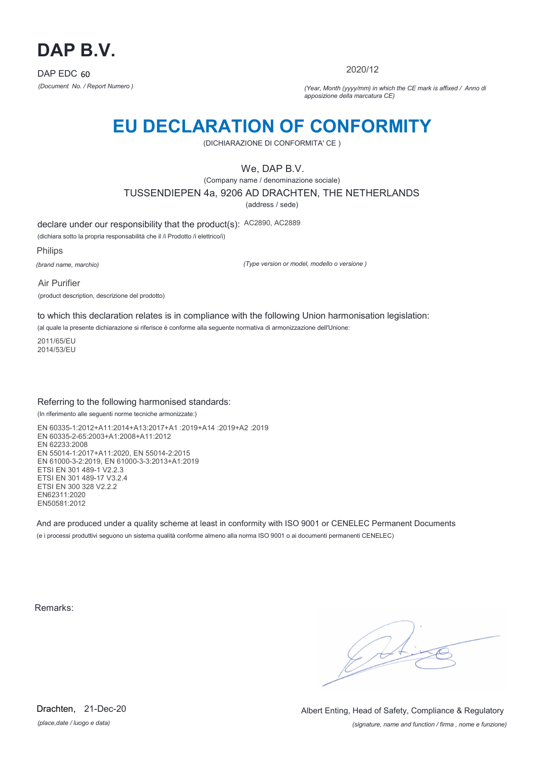# DAP B.V.

DAP EDC 60

*(Document No. / Report Numero )*

2020/12

*(Year, Month (yyyy/mm) in which the CE mark is affixed / Anno di apposizione della marcatura CE)*

# EU DECLARATION OF CONFORMITY

(DICHIARAZIONE DI CONFORMITA' CE )

We, DAP B.V.

(Company name / denominazione sociale)

TUSSENDIEPEN 4a, 9206 AD DRACHTEN, THE NETHERLANDS

(address / sede)

declare under our responsibility that the product(s): AC2890, AC2889

(dichiara sotto la propria responsabilità che il /i Prodotto /i elettrico/i)

Philips

*(brand name, marchio)*

*(Type version or model, modello o versione )*

Air Purifier

(product description, descrizione del prodotto)

to which this declaration relates is in compliance with the following Union harmonisation legislation:

(al quale la presente dichiarazione si riferisce è conforme alla seguente normativa di armonizzazione dell'Unione:

2011/65/EU
2014/53/EU

Referring to the following harmonised standards:

(In riferimento alle seguenti norme tecniche armonizzate:)

EN 60335-1:2012+A11:2014+A13:2017+A1 :2019+A14 :2019+A2 :2019
EN 60335-2-65:2003+A1:2008+A11:2012
EN 62233:2008
EN 55014-1:2017+A11:2020, EN 55014-2:2015
EN 61000-3-2:2019, EN 61000-3-3:2013+A1:2019
ETSI EN 301 489-1 V2.2.3
ETSI EN 301 489-17 V3.2.4
ETSI EN 300 328 V2.2.2
EN62311:2020
EN50581:2012

And are produced under a quality scheme at least in conformity with ISO 9001 or CENELEC Permanent Documents

(e i processi produttivi seguono un sistema qualità conforme almeno alla norma ISO 9001 o ai documenti permanenti CENELEC)

Remarks:

Drachten, 21-Dec-20

*(place,date / luogo e data)*

Albert Enting, Head of Safety, Compliance & Regulatory

*(signature, name and function / firma , nome e funzione)*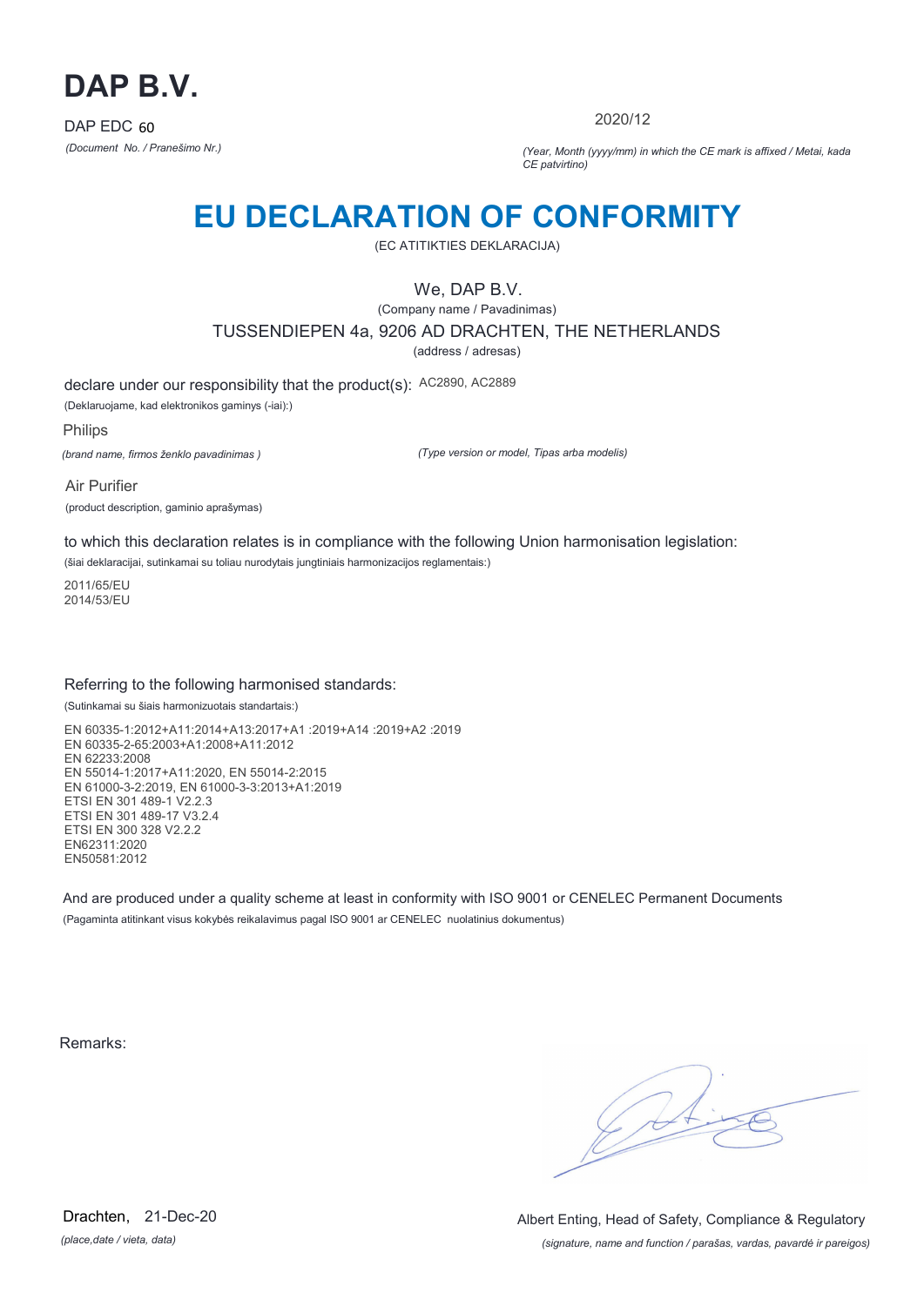# DAP B.V.

DAP EDC 60

*(Document No. / Pranešimo Nr.)*

2020/12

*(Year, Month (yyyy/mm) in which the CE mark is affixed / Metai, kada CE patvirtino)*

# EU DECLARATION OF CONFORMITY

(EC ATITIKTIES DEKLARACIJA)

We, DAP B.V.

(Company name / Pavadinimas)

TUSSENDIEPEN 4a, 9206 AD DRACHTEN, THE NETHERLANDS

(address / adresas)

declare under our responsibility that the product(s): AC2890, AC2889

(Deklaruojame, kad elektronikos gaminys (-iai):)

Philips

*(brand name, firmos ženklo pavadinimas )*

*(Type version or model, Tipas arba modelis)*

Air Purifier

(product description, gaminio aprašymas)

to which this declaration relates is in compliance with the following Union harmonisation legislation:

(šiai deklaracijai, sutinkamai su toliau nurodytais jungtiniais harmonizacijos reglamentais:)

2011/65/EU
2014/53/EU

Referring to the following harmonised standards:

(Sutinkamai su šiais harmonizuotais standartais:)

EN 60335-1:2012+A11:2014+A13:2017+A1 :2019+A14 :2019+A2 :2019
EN 60335-2-65:2003+A1:2008+A11:2012
EN 62233:2008
EN 55014-1:2017+A11:2020, EN 55014-2:2015
EN 61000-3-2:2019, EN 61000-3-3:2013+A1:2019
ETSI EN 301 489-1 V2.2.3
ETSI EN 301 489-17 V3.2.4
ETSI EN 300 328 V2.2.2
EN62311:2020
EN50581:2012

And are produced under a quality scheme at least in conformity with ISO 9001 or CENELEC Permanent Documents

(Pagaminta atitinkant visus kokybės reikalavimus pagal ISO 9001 ar CENELEC nuolatinius dokumentus)

Remarks:

Drachten, 21-Dec-20

*(place,date / vieta, data)*

Albert Enting, Head of Safety, Compliance & Regulatory

*(signature, name and function / parašas, vardas, pavardė ir pareigos)*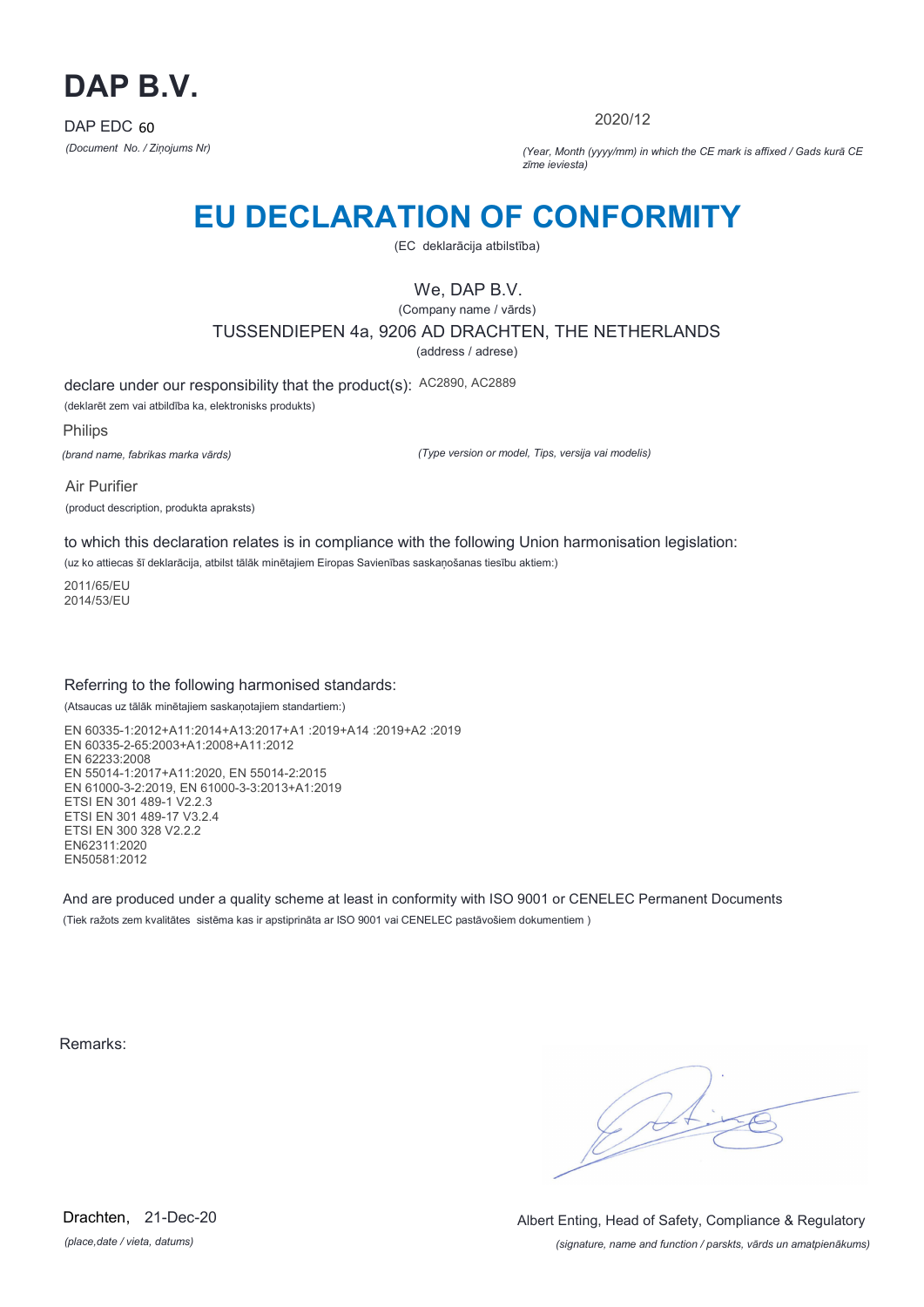# DAP B.V.

DAP EDC 60

*(Document No. / Ziņojums Nr)*

2020/12

*(Year, Month (yyyy/mm) in which the CE mark is affixed / Gads kurā CE zīme ieviesta)*

# EU DECLARATION OF CONFORMITY

(EC deklarācija atbilstība)

We, DAP B.V.

(Company name / vārds)

TUSSENDIEPEN 4a, 9206 AD DRACHTEN, THE NETHERLANDS

(address / adrese)

declare under our responsibility that the product(s): AC2890, AC2889

(deklarēt zem vai atbildība ka, elektronisks produkts)

Philips

*(brand name, fabrikas marka vārds)*

*(Type version or model, Tips, versija vai modelis)*

Air Purifier

(product description, produkta apraksts)

to which this declaration relates is in compliance with the following Union harmonisation legislation:

(uz ko attiecas šī deklarācija, atbilst tālāk minētajiem Eiropas Savienības saskaņošanas tiesību aktiem:)

2011/65/EU
2014/53/EU

Referring to the following harmonised standards:

(Atsaucas uz tālāk minētajiem saskaņotajiem standartiem:)

EN 60335-1:2012+A11:2014+A13:2017+A1 :2019+A14 :2019+A2 :2019
EN 60335-2-65:2003+A1:2008+A11:2012
EN 62233:2008
EN 55014-1:2017+A11:2020, EN 55014-2:2015
EN 61000-3-2:2019, EN 61000-3-3:2013+A1:2019
ETSI EN 301 489-1 V2.2.3
ETSI EN 301 489-17 V3.2.4
ETSI EN 300 328 V2.2.2
EN62311:2020
EN50581:2012

And are produced under a quality scheme at least in conformity with ISO 9001 or CENELEC Permanent Documents

(Tiek ražots zem kvalitātes sistēma kas ir apstiprināta ar ISO 9001 vai CENELEC pastāvošiem dokumentiem )

Remarks:

Drachten, 21-Dec-20

*(place,date / vieta, datums)*

Albert Enting, Head of Safety, Compliance & Regulatory

*(signature, name and function / parskts, vārds un amatpienākums)*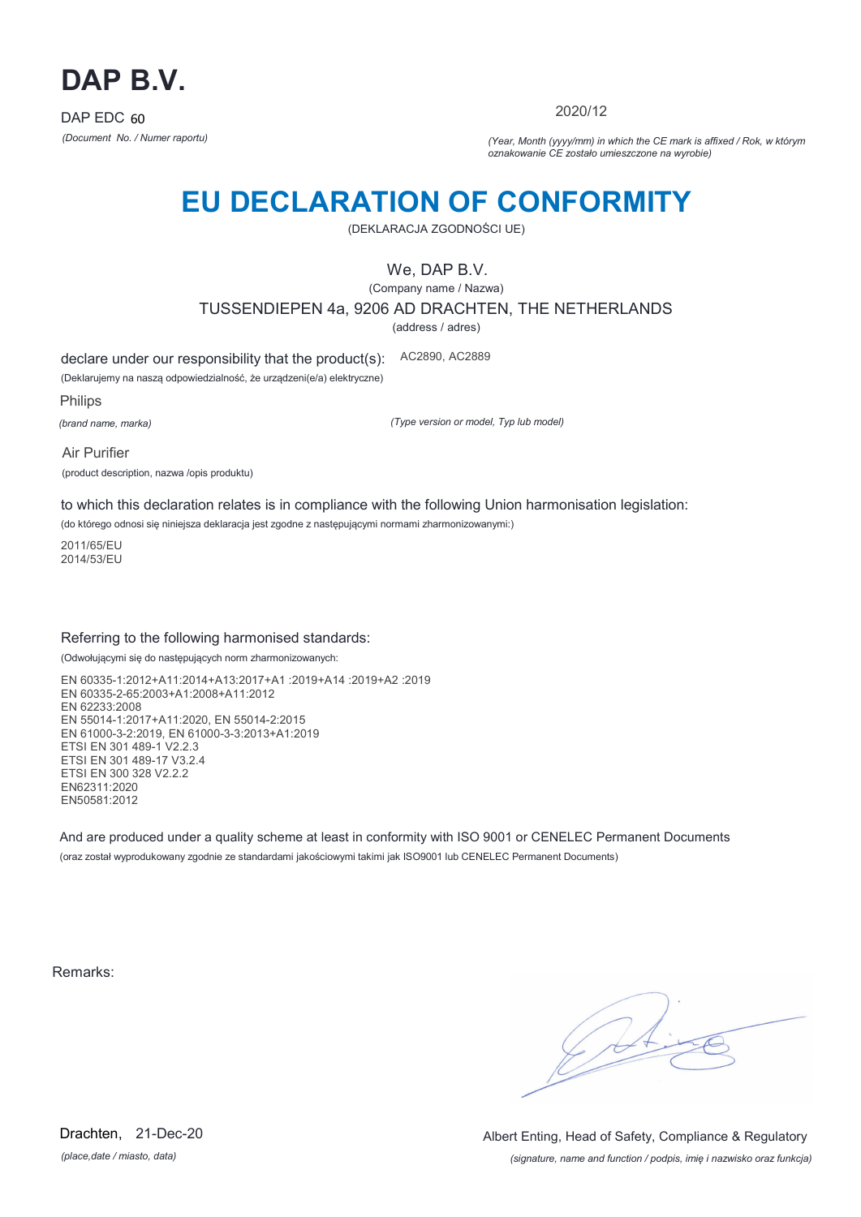# DAP B.V.

DAP EDC 60

*(Document No. / Numer raportu)*

2020/12

*(Year, Month (yyyy/mm) in which the CE mark is affixed / Rok, w którym oznakowanie CE zostało umieszczone na wyrobie)*

# EU DECLARATION OF CONFORMITY

(DEKLARACJA ZGODNOŚCI UE)

We, DAP B.V.

(Company name / Nazwa)

TUSSENDIEPEN 4a, 9206 AD DRACHTEN, THE NETHERLANDS

(address / adres)

declare under our responsibility that the product(s): AC2890, AC2889

(Deklarujemy na naszą odpowiedzialność, że urządzeni(e/a) elektryczne)

Philips

*(brand name, marka)*

*(Type version or model, Typ lub model)*

Air Purifier

(product description, nazwa /opis produktu)

to which this declaration relates is in compliance with the following Union harmonisation legislation:

(do którego odnosi się niniejsza deklaracja jest zgodne z następującymi normami zharmonizowanymi:)

2011/65/EU
2014/53/EU

Referring to the following harmonised standards:

(Odwołującymi się do następujących norm zharmonizowanych:

EN 60335-1:2012+A11:2014+A13:2017+A1 :2019+A14 :2019+A2 :2019
EN 60335-2-65:2003+A1:2008+A11:2012
EN 62233:2008
EN 55014-1:2017+A11:2020, EN 55014-2:2015
EN 61000-3-2:2019, EN 61000-3-3:2013+A1:2019
ETSI EN 301 489-1 V2.2.3
ETSI EN 301 489-17 V3.2.4
ETSI EN 300 328 V2.2.2
EN62311:2020
EN50581:2012

And are produced under a quality scheme at least in conformity with ISO 9001 or CENELEC Permanent Documents

(oraz został wyprodukowany zgodnie ze standardami jakościowymi takimi jak ISO9001 lub CENELEC Permanent Documents)

Remarks:

Drachten, 21-Dec-20

*(place,date / miasto, data)*

Albert Enting, Head of Safety, Compliance & Regulatory

*(signature, name and function / podpis, imię i nazwisko oraz funkcja)*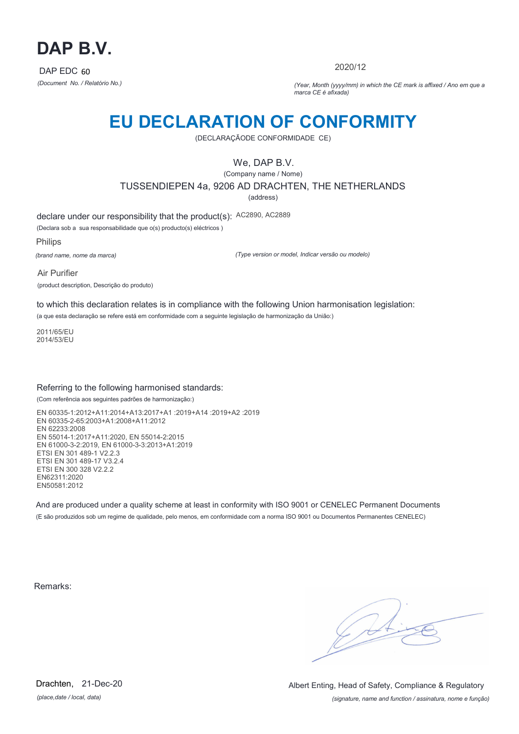# DAP B.V.

DAP EDC 60

*(Document No. / Relatório No.)*

2020/12

*(Year, Month (yyyy/mm) in which the CE mark is affixed / Ano em que a marca CE é afixada)*

## EU DECLARATION OF CONFORMITY

(DECLARAÇÃODE CONFORMIDADE CE)

We, DAP B.V.

(Company name / Nome)

TUSSENDIEPEN 4a, 9206 AD DRACHTEN, THE NETHERLANDS

(address)

declare under our responsibility that the product(s): AC2890, AC2889

(Declara sob a sua responsabilidade que o(s) producto(s) eléctricos )

Philips

*(brand name, nome da marca)*

*(Type version or model, Indicar versão ou modelo)*

Air Purifier

(product description, Descrição do produto)

to which this declaration relates is in compliance with the following Union harmonisation legislation:

(a que esta declaração se refere está em conformidade com a seguinte legislação de harmonização da União:)

2011/65/EU
2014/53/EU

Referring to the following harmonised standards:

(Com referência aos seguintes padrões de harmonização:)

EN 60335-1:2012+A11:2014+A13:2017+A1 :2019+A14 :2019+A2 :2019
EN 60335-2-65:2003+A1:2008+A11:2012
EN 62233:2008
EN 55014-1:2017+A11:2020, EN 55014-2:2015
EN 61000-3-2:2019, EN 61000-3-3:2013+A1:2019
ETSI EN 301 489-1 V2.2.3
ETSI EN 301 489-17 V3.2.4
ETSI EN 300 328 V2.2.2
EN62311:2020
EN50581:2012

And are produced under a quality scheme at least in conformity with ISO 9001 or CENELEC Permanent Documents

(E são produzidos sob um regime de qualidade, pelo menos, em conformidade com a norma ISO 9001 ou Documentos Permanentes CENELEC)

Remarks:

Drachten, 21-Dec-20

*(place,date / local, data)*

Albert Enting, Head of Safety, Compliance & Regulatory

*(signature, name and function / assinatura, nome e função)*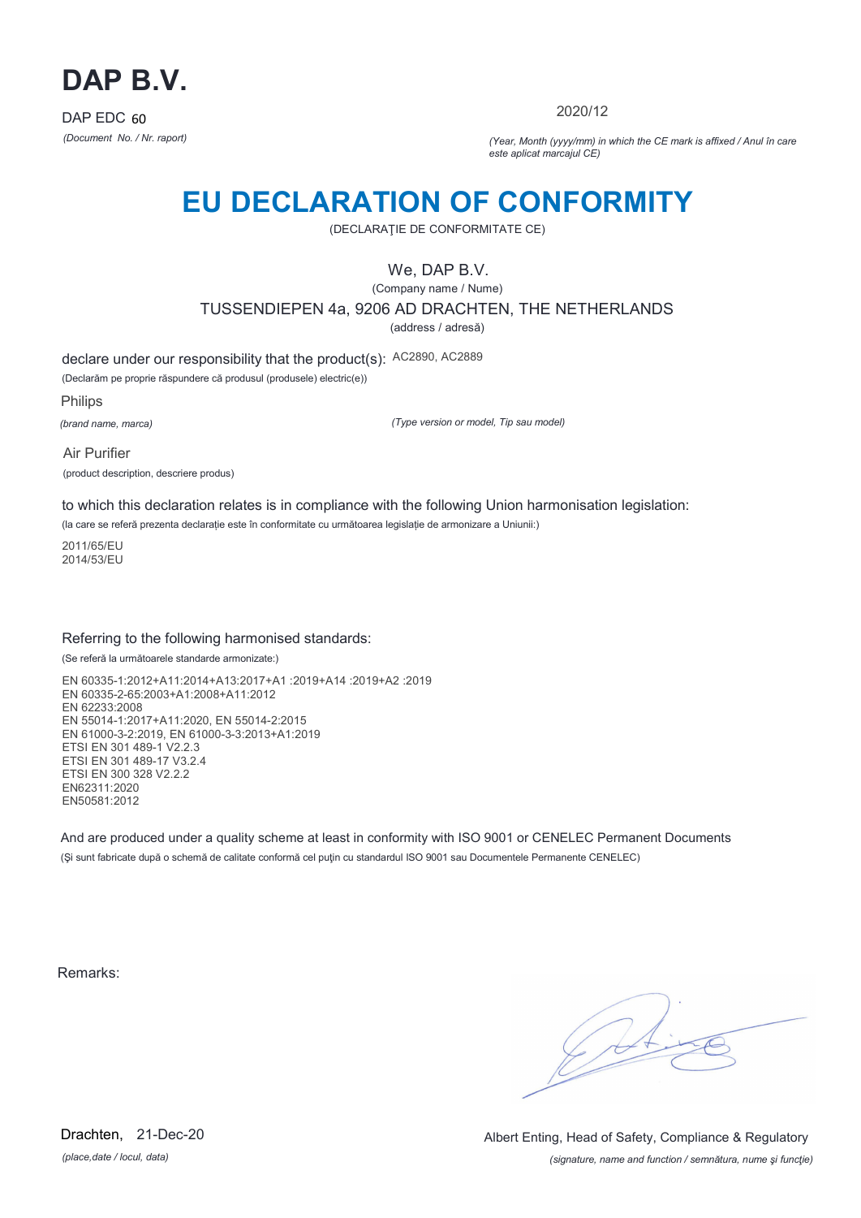# DAP B.V.

DAP EDC 60

*(Document No. / Nr. raport)*

2020/12

*(Year, Month (yyyy/mm) in which the CE mark is affixed / Anul în care este aplicat marcajul CE)*

# EU DECLARATION OF CONFORMITY

(DECLARAŢIE DE CONFORMITATE CE)

We, DAP B.V.

(Company name / Nume)

TUSSENDIEPEN 4a, 9206 AD DRACHTEN, THE NETHERLANDS

(address / adresă)

declare under our responsibility that the product(s): AC2890, AC2889

(Declarăm pe proprie răspundere că produsul (produsele) electric(e))

Philips

*(brand name, marca)*

*(Type version or model, Tip sau model)*

Air Purifier

(product description, descriere produs)

to which this declaration relates is in compliance with the following Union harmonisation legislation:

(la care se referă prezenta declaraţie este în conformitate cu următoarea legislaţie de armonizare a Uniunii:)

2011/65/EU
2014/53/EU

Referring to the following harmonised standards:

(Se referă la următoarele standarde armonizate:)

EN 60335-1:2012+A11:2014+A13:2017+A1 :2019+A14 :2019+A2 :2019
EN 60335-2-65:2003+A1:2008+A11:2012
EN 62233:2008
EN 55014-1:2017+A11:2020, EN 55014-2:2015
EN 61000-3-2:2019, EN 61000-3-3:2013+A1:2019
ETSI EN 301 489-1 V2.2.3
ETSI EN 301 489-17 V3.2.4
ETSI EN 300 328 V2.2.2
EN62311:2020
EN50581:2012

And are produced under a quality scheme at least in conformity with ISO 9001 or CENELEC Permanent Documents

(Şi sunt fabricate după o schemă de calitate conformă cel puţin cu standardul ISO 9001 sau Documentele Permanente CENELEC)

Remarks:

Drachten, 21-Dec-20

*(place,date / locul, data)*

Albert Enting, Head of Safety, Compliance & Regulatory

*(signature, name and function / semnătura, nume şi funcţie)*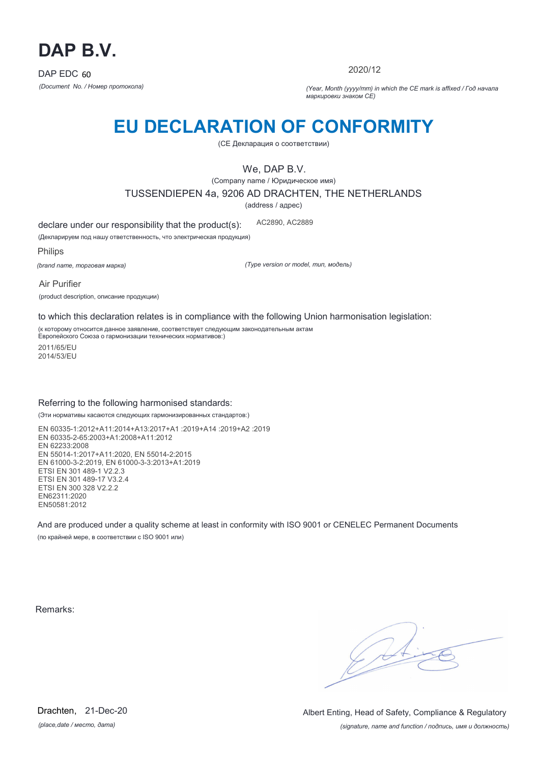# DAP B.V.

DAP EDC 60

*(Document No. / Номер протокола)*

2020/12

*(Year, Month (yyyy/mm) in which the CE mark is affixed / Год начала маркировки знаком CE)*

# EU DECLARATION OF CONFORMITY

(CE Декларация о соответствии)

We, DAP B.V.

(Company name / Юридическое имя)

TUSSENDIEPEN 4a, 9206 AD DRACHTEN, THE NETHERLANDS

(address / адрес)

declare under our responsibility that the product(s): AC2890, AC2889

(Декларируем под нашу ответственность, что электрическая продукция)

Philips

*(brand name, торговая марка)*

*(Type version or model, тип, модель)*

Air Purifier

(product description, описание продукции)

to which this declaration relates is in compliance with the following Union harmonisation legislation:

(к которому относится данное заявление, соответствует следующим законодательным актам Европейского Союза о гармонизации технических нормативов:)

2011/65/EU
2014/53/EU

Referring to the following harmonised standards:

(Эти нормативы касаются следующих гармонизированных стандартов:)

EN 60335-1:2012+A11:2014+A13:2017+A1 :2019+A14 :2019+A2 :2019
EN 60335-2-65:2003+A1:2008+A11:2012
EN 62233:2008
EN 55014-1:2017+A11:2020, EN 55014-2:2015
EN 61000-3-2:2019, EN 61000-3-3:2013+A1:2019
ETSI EN 301 489-1 V2.2.3
ETSI EN 301 489-17 V3.2.4
ETSI EN 300 328 V2.2.2
EN62311:2020
EN50581:2012

And are produced under a quality scheme at least in conformity with ISO 9001 or CENELEC Permanent Documents

(по крайней мере, в соответствии с ISO 9001 или)

Remarks:

Drachten, 21-Dec-20

*(place,date / место, дата)*

Albert Enting, Head of Safety, Compliance & Regulatory

*(signature, name and function / подпись, имя и должность)*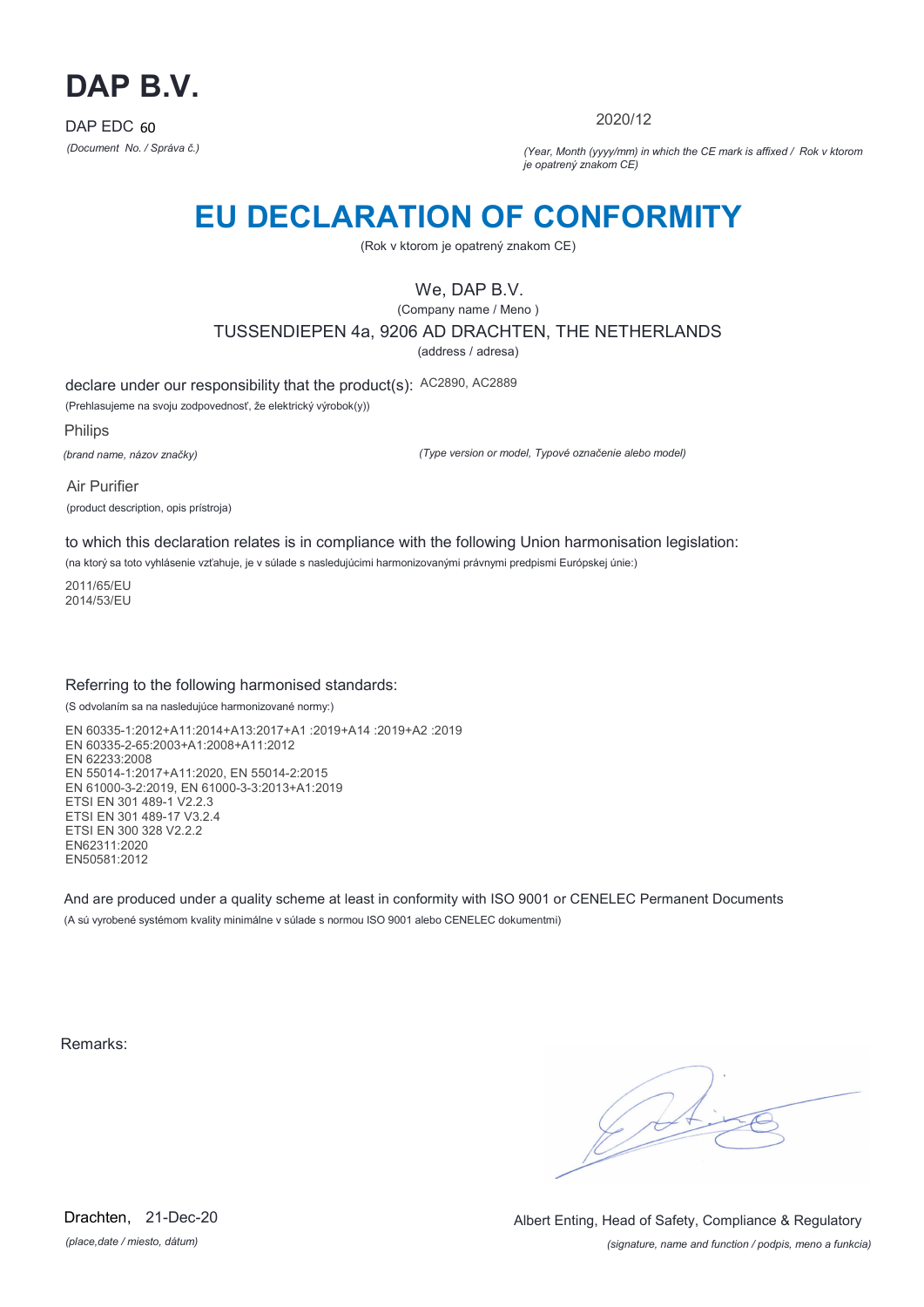# DAP B.V.

DAP EDC 60

*(Document No. / Správa č.)*

2020/12

*(Year, Month (yyyy/mm) in which the CE mark is affixed / Rok v ktorom je opatrený znakom CE)*

# EU DECLARATION OF CONFORMITY

(Rok v ktorom je opatrený znakom CE)

We, DAP B.V.

(Company name / Meno )

TUSSENDIEPEN 4a, 9206 AD DRACHTEN, THE NETHERLANDS

(address / adresa)

declare under our responsibility that the product(s): AC2890, AC2889

(Prehlasujeme na svoju zodpovednosť, že elektrický výrobok(y))

Philips

*(brand name, názov značky)*

*(Type version or model, Typové označenie alebo model)*

Air Purifier

(product description, opis prístroja)

to which this declaration relates is in compliance with the following Union harmonisation legislation:

(na ktorý sa toto vyhlásenie vzťahuje, je v súlade s nasledujúcimi harmonizovanými právnymi predpismi Európskej únie:)

2011/65/EU
2014/53/EU

Referring to the following harmonised standards:

(S odvolaním sa na nasledujúce harmonizované normy:)

EN 60335-1:2012+A11:2014+A13:2017+A1 :2019+A14 :2019+A2 :2019
EN 60335-2-65:2003+A1:2008+A11:2012
EN 62233:2008
EN 55014-1:2017+A11:2020, EN 55014-2:2015
EN 61000-3-2:2019, EN 61000-3-3:2013+A1:2019
ETSI EN 301 489-1 V2.2.3
ETSI EN 301 489-17 V3.2.4
ETSI EN 300 328 V2.2.2
EN62311:2020
EN50581:2012

And are produced under a quality scheme at least in conformity with ISO 9001 or CENELEC Permanent Documents

(A sú vyrobené systémom kvality minimálne v súlade s normou ISO 9001 alebo CENELEC dokumentmi)

Remarks:

Drachten, 21-Dec-20

*(place,date / miesto, dátum)*

Albert Enting, Head of Safety, Compliance & Regulatory

*(signature, name and function / podpis, meno a funkcia)*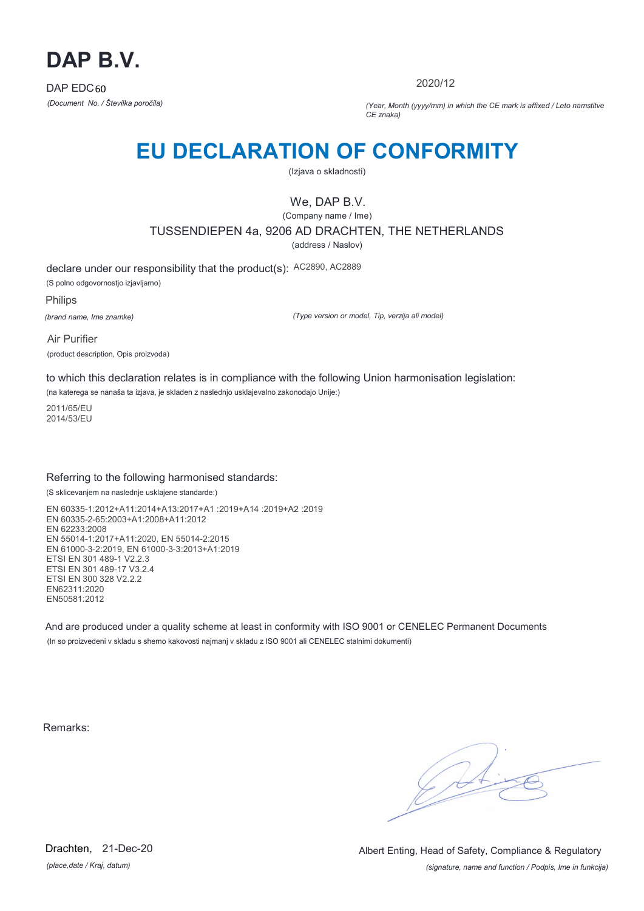# DAP B.V.

DAP EDC60

*(Document No. / Številka poročila)*

2020/12

*(Year, Month (yyyy/mm) in which the CE mark is affixed / Leto namstitve CE znaka)*

# EU DECLARATION OF CONFORMITY

(Izjava o skladnosti)

We, DAP B.V.

(Company name / Ime)

TUSSENDIEPEN 4a, 9206 AD DRACHTEN, THE NETHERLANDS

(address / Naslov)

declare under our responsibility that the product(s): AC2890, AC2889

(S polno odgovornostjo izjavljamo)

Philips

*(brand name, Ime znamke)*

*(Type version or model, Tip, verzija ali model)*

Air Purifier

(product description, Opis proizvoda)

to which this declaration relates is in compliance with the following Union harmonisation legislation:

(na katerega se nanaša ta izjava, je skladen z naslednjo usklajevalno zakonodajo Unije:)

2011/65/EU
2014/53/EU

Referring to the following harmonised standards:

(S sklicevanjem na naslednje usklajene standarde:)

EN 60335-1:2012+A11:2014+A13:2017+A1 :2019+A14 :2019+A2 :2019
EN 60335-2-65:2003+A1:2008+A11:2012
EN 62233:2008
EN 55014-1:2017+A11:2020, EN 55014-2:2015
EN 61000-3-2:2019, EN 61000-3-3:2013+A1:2019
ETSI EN 301 489-1 V2.2.3
ETSI EN 301 489-17 V3.2.4
ETSI EN 300 328 V2.2.2
EN62311:2020
EN50581:2012

And are produced under a quality scheme at least in conformity with ISO 9001 or CENELEC Permanent Documents

(In so proizvedeni v skladu s shemo kakovosti najmanj v skladu z ISO 9001 ali CENELEC stalnimi dokumenti)

Remarks:

Drachten, 21-Dec-20

*(place,date / Kraj, datum)*

Albert Enting, Head of Safety, Compliance & Regulatory

*(signature, name and function / Podpis, Ime in funkcija)*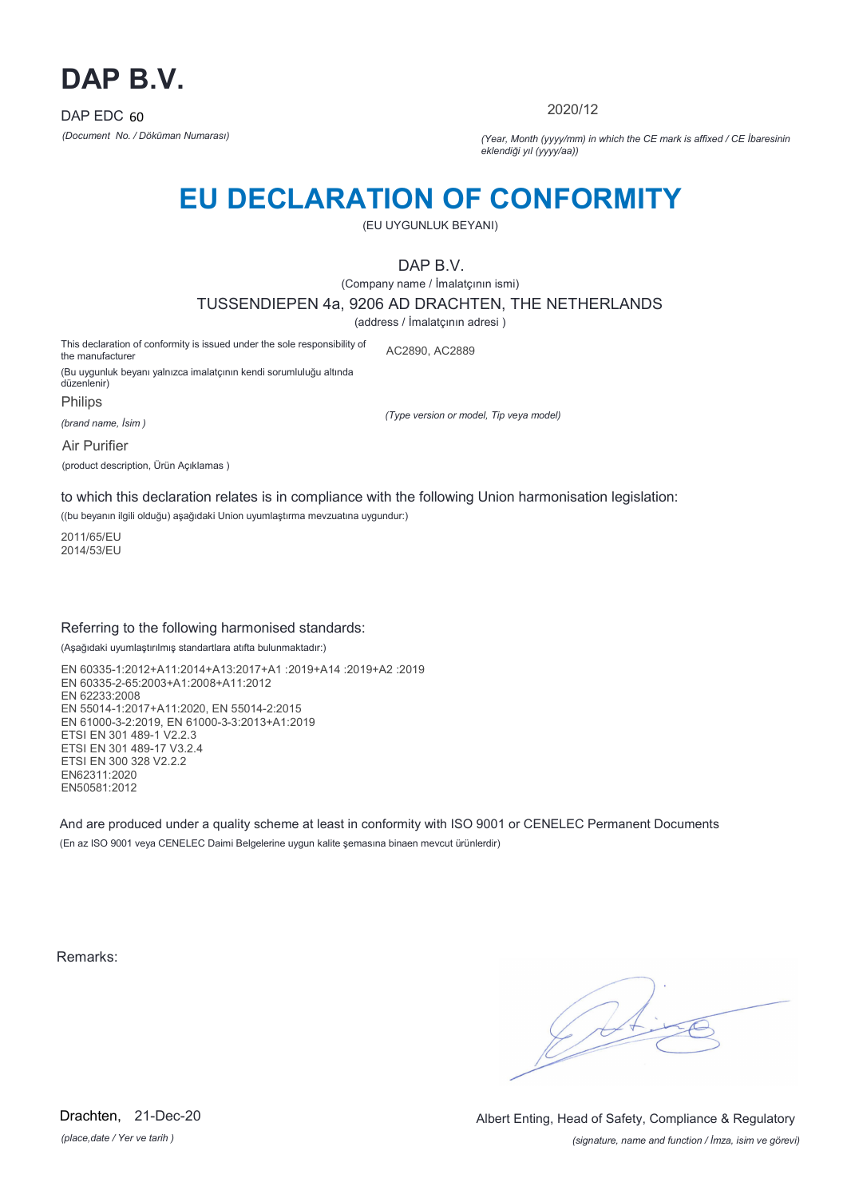# DAP B.V.

DAP EDC 60

*(Document No. / Döküman Numarası)*

2020/12

*(Year, Month (yyyy/mm) in which the CE mark is affixed / CE İbaresinin eklendiği yıl (yyyy/aa))*

# EU DECLARATION OF CONFORMITY

(EU UYGUNLUK BEYANI)

DAP B.V.

(Company name / İmalatçının ismi)

TUSSENDIEPEN 4a, 9206 AD DRACHTEN, THE NETHERLANDS

(address / İmalatçının adresi )

This declaration of conformity is issued under the sole responsibility of the manufacturer

(Bu uygunluk beyanı yalnızca imalatçının kendi sorumluluğu altında düzenlenir)

AC2890, AC2889

*(Type version or model, Tip veya model)*

Philips

*(brand name, İsim )*

Air Purifier

(product description, Ürün Açıklamas )

to which this declaration relates is in compliance with the following Union harmonisation legislation:

((bu beyanın ilgili olduğu) aşağıdaki Union uyumlaştırma mevzuatına uygundur:)

2011/65/EU
2014/53/EU

Referring to the following harmonised standards:

(Aşağıdaki uyumlaştırılmış standartlara atıfta bulunmaktadır:)

EN 60335-1:2012+A11:2014+A13:2017+A1 :2019+A14 :2019+A2 :2019
EN 60335-2-65:2003+A1:2008+A11:2012
EN 62233:2008
EN 55014-1:2017+A11:2020, EN 55014-2:2015
EN 61000-3-2:2019, EN 61000-3-3:2013+A1:2019
ETSI EN 301 489-1 V2.2.3
ETSI EN 301 489-17 V3.2.4
ETSI EN 300 328 V2.2.2
EN62311:2020
EN50581:2012

And are produced under a quality scheme at least in conformity with ISO 9001 or CENELEC Permanent Documents

(En az ISO 9001 veya CENELEC Daimi Belgelerine uygun kalite şemasına binaen mevcut ürünlerdir)

Remarks:

Drachten, 21-Dec-20

*(place,date / Yer ve tarih )*

Albert Enting, Head of Safety, Compliance & Regulatory

*(signature, name and function / İmza, isim ve görevi)*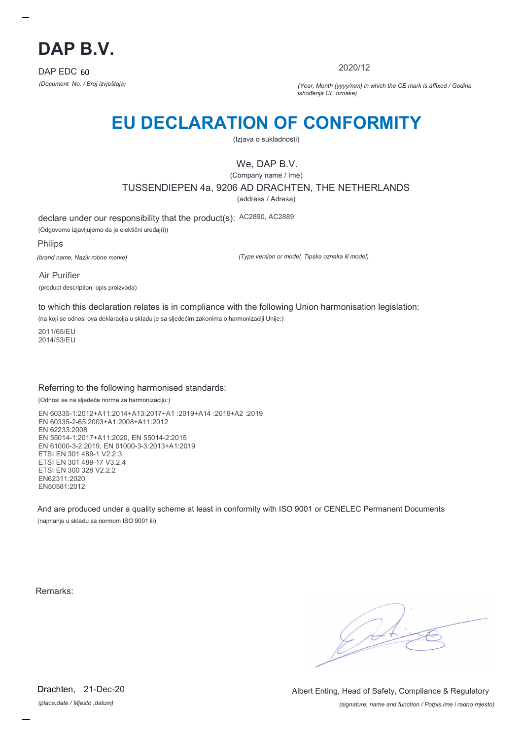# DAP B.V.

DAP EDC 60

*(Document No. / Broj izvještaja)*

2020/12

*(Year, Month (yyyy/mm) in which the CE mark is affixed / Godina ishođenja CE oznake)*

# EU DECLARATION OF CONFORMITY

(Izjava o sukladnosti)

We, DAP B.V.

(Company name / Ime)

TUSSENDIEPEN 4a, 9206 AD DRACHTEN, THE NETHERLANDS

(address / Adresa)

declare under our responsibility that the product(s): AC2890, AC2889

(Odgovorno izjavljujemo da je elektični uređaj(i))

Philips

*(brand name, Naziv robne marke)*

*(Type version or model, Tipska oznaka ili model)*

Air Purifier

(product description, opis proizvoda)

to which this declaration relates is in compliance with the following Union harmonisation legislation:

(na koji se odnosi ova deklaracija u skladu je sa sljedećim zakonima o harmonizaciji Unije:)

2011/65/EU
2014/53/EU

Referring to the following harmonised standards:

(Odnosi se na sljedeće norme za harmonizaciju:)

EN 60335-1:2012+A11:2014+A13:2017+A1 :2019+A14 :2019+A2 :2019
EN 60335-2-65:2003+A1:2008+A11:2012
EN 62233:2008
EN 55014-1:2017+A11:2020, EN 55014-2:2015
EN 61000-3-2:2019, EN 61000-3-3:2013+A1:2019
ETSI EN 301 489-1 V2.2.3
ETSI EN 301 489-17 V3.2.4
ETSI EN 300 328 V2.2.2
EN62311:2020
EN50581:2012

And are produced under a quality scheme at least in conformity with ISO 9001 or CENELEC Permanent Documents

(najmanje u skladu sa normom ISO 9001 ili)

Remarks:

Drachten, 21-Dec-20

*(place,date / Mjesto ,datum)*

Albert Enting, Head of Safety, Compliance & Regulatory

*(signature, name and function / Potpis,ime i radno mjesto)*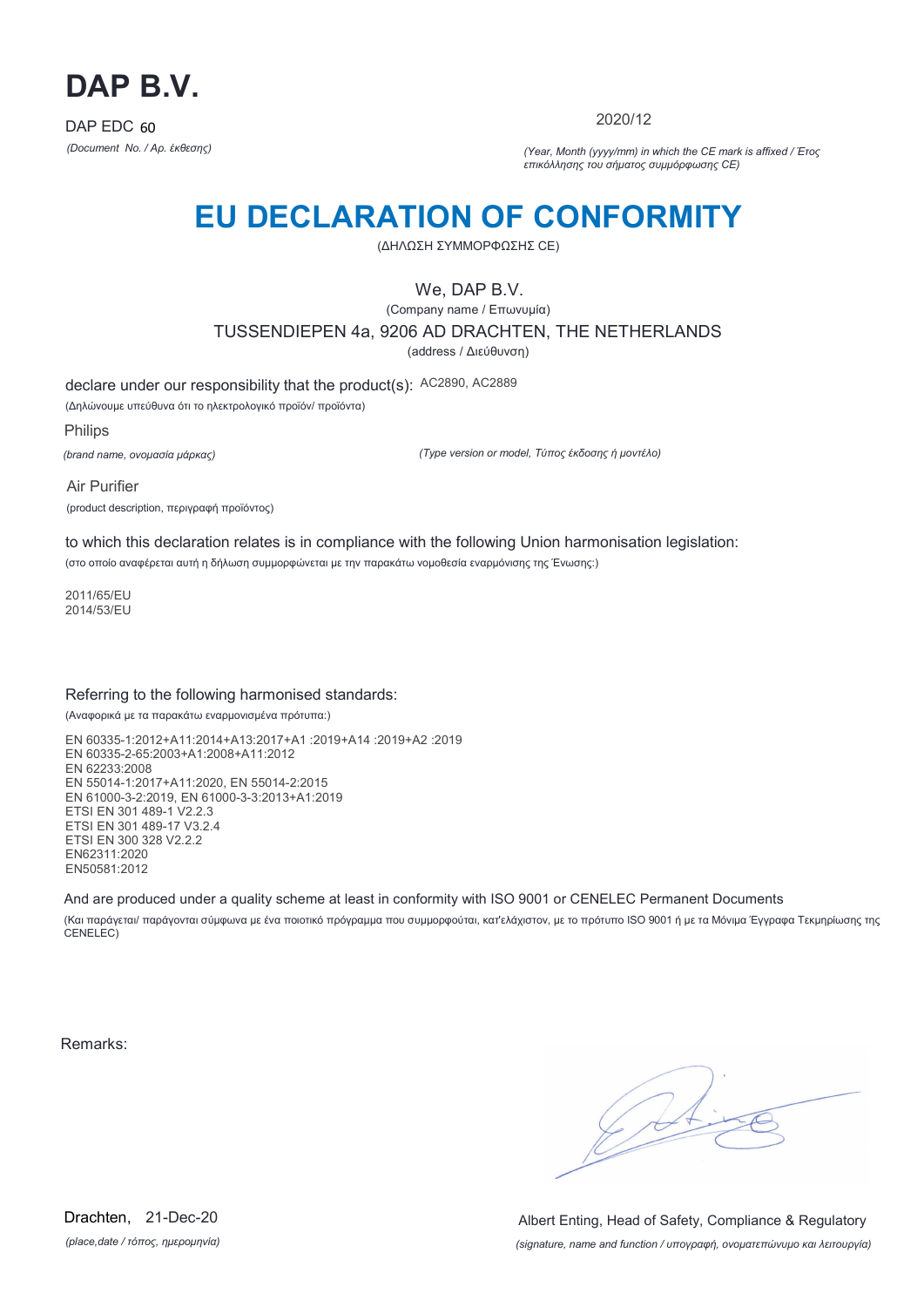# DAP B.V.

DAP EDC 60

*(Document No. / Αρ. έκθεσης)*

2020/12

*(Year, Month (yyyy/mm) in which the CE mark is affixed / Έτος επικόλλησης του σήματος συμμόρφωσης CE)*

# EU DECLARATION OF CONFORMITY

(ΔΗΛΩΣΗ ΣΥΜΜΟΡΦΩΣΗΣ CE)

We, DAP B.V.

(Company name / Επωνυμία)

TUSSENDIEPEN 4a, 9206 AD DRACHTEN, THE NETHERLANDS

(address / Διεύθυνση)

declare under our responsibility that the product(s): AC2890, AC2889

(Δηλώνουμε υπεύθυνα ότι το ηλεκτρολογικό προϊόν/ προϊόντα)

Philips

*(brand name, ονομασία μάρκας)*

*(Type version or model, Τύπος έκδοσης ή μοντέλο)*

Air Purifier

(product description, περιγραφή προϊόντος)

to which this declaration relates is in compliance with the following Union harmonisation legislation:

(στο οποίο αναφέρεται αυτή η δήλωση συμμορφώνεται με την παρακάτω νομοθεσία εναρμόνισης της Ένωσης:)

2011/65/EU
2014/53/EU

Referring to the following harmonised standards:

(Αναφορικά με τα παρακάτω εναρμονισμένα πρότυπα:)

EN 60335-1:2012+A11:2014+A13:2017+A1 :2019+A14 :2019+A2 :2019
EN 60335-2-65:2003+A1:2008+A11:2012
EN 62233:2008
EN 55014-1:2017+A11:2020, EN 55014-2:2015
EN 61000-3-2:2019, EN 61000-3-3:2013+A1:2019
ETSI EN 301 489-1 V2.2.3
ETSI EN 301 489-17 V3.2.4
ETSI EN 300 328 V2.2.2
EN62311:2020
EN50581:2012

And are produced under a quality scheme at least in conformity with ISO 9001 or CENELEC Permanent Documents

(Και παράγεται/ παράγονται σύμφωνα με ένα ποιοτικό πρόγραμμα που συμμορφούται, κατ'ελάχιστον, με το πρότυπο ISO 9001 ή με τα Μόνιμα Έγγραφα Τεκμηρίωσης της CENELEC)

Remarks:

Drachten, 21-Dec-20

*(place,date / τόπος, ημερομηνία)*

Albert Enting, Head of Safety, Compliance & Regulatory

*(signature, name and function / υπογραφή, ονοματεπώνυμο και λειτουργία)*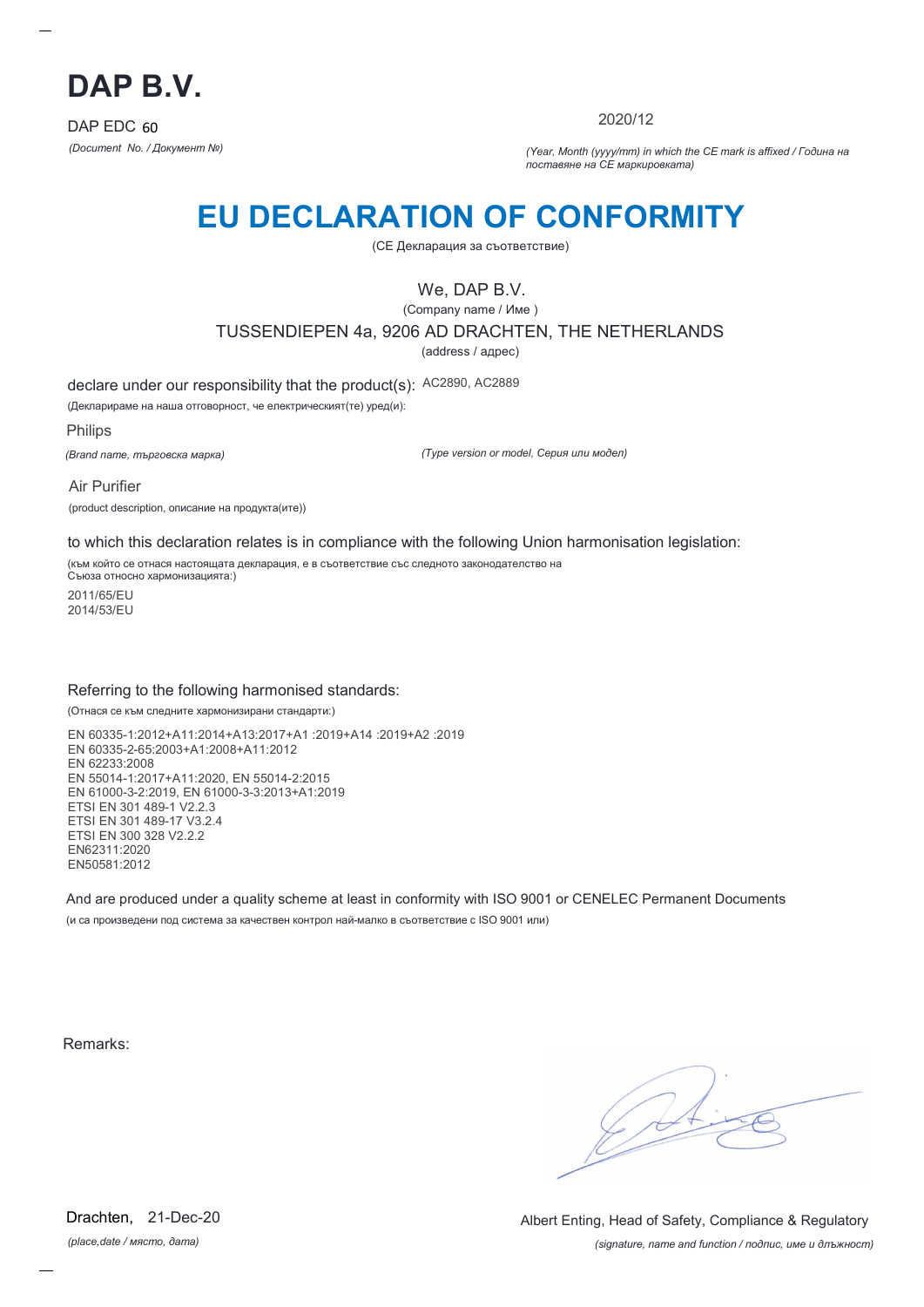# DAP B.V.

DAP EDC 60

*(Document No. / Документ №)*

2020/12

*(Year, Month (yyyy/mm) in which the CE mark is affixed / Година на поставяне на CE маркировката)*

# EU DECLARATION OF CONFORMITY

(CE Декларация за съответствие)

We, DAP B.V.

(Company name / Име )

TUSSENDIEPEN 4a, 9206 AD DRACHTEN, THE NETHERLANDS

(address / адрес)

declare under our responsibility that the product(s): AC2890, AC2889

(Декларираме на наша отговорност, че електрическият(те) уред(и):

Philips

*(Brand name, търговска марка)*

*(Type version or model, Серия или модел)*

Air Purifier

(product description, описание на продукта(ите))

to which this declaration relates is in compliance with the following Union harmonisation legislation:

(към който се отнася настоящата декларация, е в съответствие със следното законодателство на Съюза относно хармонизацията:)

2011/65/EU
2014/53/EU

Referring to the following harmonised standards:

(Отнася се към следните хармонизирани стандарти:)

EN 60335-1:2012+A11:2014+A13:2017+A1 :2019+A14 :2019+A2 :2019
EN 60335-2-65:2003+A1:2008+A11:2012
EN 62233:2008
EN 55014-1:2017+A11:2020, EN 55014-2:2015
EN 61000-3-2:2019, EN 61000-3-3:2013+A1:2019
ETSI EN 301 489-1 V2.2.3
ETSI EN 301 489-17 V3.2.4
ETSI EN 300 328 V2.2.2
EN62311:2020
EN50581:2012

And are produced under a quality scheme at least in conformity with ISO 9001 or CENELEC Permanent Documents

(и са произведени под система за качествен контрол най-малко в съответствие с ISO 9001 или)

Remarks:

Drachten, 21-Dec-20

*(place,date / място, дата)*

Albert Enting, Head of Safety, Compliance & Regulatory

*(signature, name and function / подпис, име и длъжност)*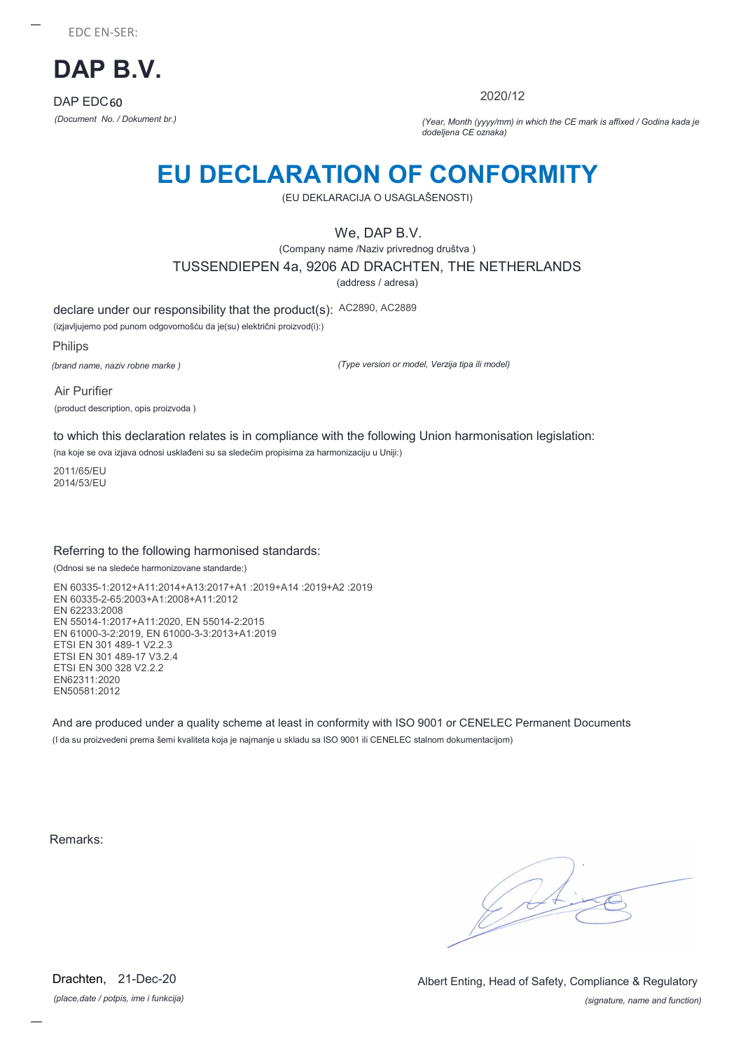EDC EN-SER:

# DAP B.V.

DAP EDC60

*(Document No. / Dokument br.)*

2020/12

*(Year, Month (yyyy/mm) in which the CE mark is affixed / Godina kada je dodeljena CE oznaka)*

# EU DECLARATION OF CONFORMITY

(EU DEKLARACIJA O USAGLAŠENOSTI)

We, DAP B.V.

(Company name /Naziv privrednog društva )

TUSSENDIEPEN 4a, 9206 AD DRACHTEN, THE NETHERLANDS

(address / adresa)

declare under our responsibility that the product(s): AC2890, AC2889

(izjavljujemo pod punom odgovornošću da je(su) električni proizvod(i):)

Philips

*(brand name, naziv robne marke )*

*(Type version or model, Verzija tipa ili model)*

Air Purifier

(product description, opis proizvoda )

to which this declaration relates is in compliance with the following Union harmonisation legislation:

(na koje se ova izjava odnosi usklađeni su sa sledećim propisima za harmonizaciju u Uniji:)

2011/65/EU
2014/53/EU

Referring to the following harmonised standards:

(Odnosi se na sledeće harmonizovane standarde:)

EN 60335-1:2012+A11:2014+A13:2017+A1 :2019+A14 :2019+A2 :2019
EN 60335-2-65:2003+A1:2008+A11:2012
EN 62233:2008
EN 55014-1:2017+A11:2020, EN 55014-2:2015
EN 61000-3-2:2019, EN 61000-3-3:2013+A1:2019
ETSI EN 301 489-1 V2.2.3
ETSI EN 301 489-17 V3.2.4
ETSI EN 300 328 V2.2.2
EN62311:2020
EN50581:2012

And are produced under a quality scheme at least in conformity with ISO 9001 or CENELEC Permanent Documents

(I da su proizvedeni prema šemi kvaliteta koja je najmanje u skladu sa ISO 9001 ili CENELEC stalnom dokumentacijom)

Remarks:

Drachten, 21-Dec-20

*(place,date / potpis, ime i funkcija)*

Albert Enting, Head of Safety, Compliance & Regulatory

*(signature, name and function)*